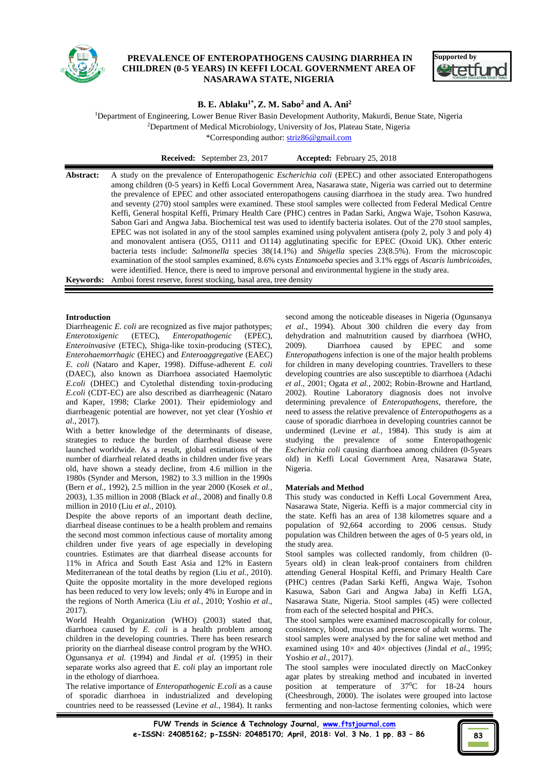# PREVALENCE OF ENTEROPATHOGENS CAUSING DIARRHEA IN CHILDREN (0-5 YEARS) IN KEFFI LOCAL GOVERNMENT AREA OF NASARAWA STATE, NIGERIA

Supported by tetfund

**B. E. Ablaku[1*], Z. M. Sabo[2] and A. Ani[2]**

[1]Department of Engineering, Lower Benue River Basin Development Authority, Makurdi, Benue State, Nigeria
[2]Department of Medical Microbiology, University of Jos, Plateau State, Nigeria
*Corresponding author: striz86@gmail.com

**Received:** September 23, 2017 **Accepted:** February 25, 2018

**Abstract:** A study on the prevalence of Enteropathogenic *Escherichia coli* (EPEC) and other associated Enteropathogens among children (0-5 years) in Keffi Local Government Area, Nasarawa state, Nigeria was carried out to determine the prevalence of EPEC and other associated enteropathogens causing diarrhoea in the study area. Two hundred and seventy (270) stool samples were examined. These stool samples were collected from Federal Medical Centre Keffi, General hospital Keffi, Primary Health Care (PHC) centres in Padan Sarki, Angwa Waje, Tsohon Kasuwa, Sabon Gari and Angwa Jaba. Biochemical test was used to identify bacteria isolates. Out of the 270 stool samples, EPEC was not isolated in any of the stool samples examined using polyvalent antisera (poly 2, poly 3 and poly 4) and monovalent antisera (O55, O111 and O114) agglutinating specific for EPEC (Oxoid UK). Other enteric bacteria tests include: *Salmonella* species 38(14.1%) and *Shigella* species 23(8.5%). From the microscopic examination of the stool samples examined, 8.6% cysts *Entamoeba* species and 3.1% eggs of *Ascaris lumbricoides*, were identified. Hence, there is need to improve personal and environmental hygiene in the study area.

**Keywords:** Amboi forest reserve, forest stocking, basal area, tree density

## Introduction

Diarrheagenic *E. coli* are recognized as five major pathotypes; *Enterotoxigenic* (ETEC), *Enteropathogenic* (EPEC), *Enteroinvasive* (ETEC), Shiga-like toxin-producing (STEC), *Enterohaemorrhagic* (EHEC) and *Enteroaggregative* (EAEC) *E. coli* (Nataro and Kaper, 1998). Diffuse-adherent *E. coli* (DAEC), also known as Diarrhoea associated Haemolytic *E.coli* (DHEC) and Cytolethal distending toxin-producing *E.coli* (CDT-EC) are also described as diarrheagenic (Nataro and Kaper, 1998; Clarke 2001). Their epidemiology and diarrheagenic potential are however, not yet clear (Yoshio *et al*., 2017).

With a better knowledge of the determinants of disease, strategies to reduce the burden of diarrheal disease were launched worldwide. As a result, global estimations of the number of diarrheal related deaths in children under five years old, have shown a steady decline, from 4.6 million in the 1980s (Synder and Merson, 1982) to 3.3 million in the 1990s (Bern *et al.,* 1992), 2.5 million in the year 2000 (Kosek *et al.,* 2003), 1.35 million in 2008 (Black *et al*., 2008) and finally 0.8 million in 2010 (Liu *et al.,* 2010).

Despite the above reports of an important death decline, diarrheal disease continues to be a health problem and remains the second most common infectious cause of mortality among children under five years of age especially in developing countries. Estimates are that diarrheal disease accounts for 11% in Africa and South East Asia and 12% in Eastern Mediterranean of the total deaths by region (Liu *et al*., 2010). Quite the opposite mortality in the more developed regions has been reduced to very low levels; only 4% in Europe and in the regions of North America (Liu *et al.,* 2010; Yoshio *et al*., 2017).

World Health Organization (WHO) (2003) stated that, diarrhoea caused by *E. coli* is a health problem among children in the developing countries. There has been research priority on the diarrheal disease control program by the WHO. Ogunsanya *et al.* (1994) and Jindal *et al.* (1995) in their separate works also agreed that *E. coli* play an important role in the ethology of diarrhoea.

The relative importance of *Enteropathogenic E.coli* as a cause of sporadic diarrhoea in industrialized and developing countries need to be reassessed (Levine *et al.,* 1984). It ranks second among the noticeable diseases in Nigeria (Ogunsanya *et al.,* 1994). About 300 children die every day from dehydration and malnutrition caused by diarrhoea (WHO, 2009). Diarrhoea caused by EPEC and some *Enteropathogens* infection is one of the major health problems for children in many developing countries. Travellers to these developing countries are also susceptible to diarrhoea (Adachi *et al*., 2001; Ogata *et al.*, 2002; Robin-Browne and Hartland, 2002). Routine Laboratory diagnosis does not involve determining prevalence of *Enteropathogens*, therefore, the need to assess the relative prevalence of *Enteropathogens* as a cause of sporadic diarrhoea in developing countries cannot be undermined (Levine *et al.,* 1984). This study is aim at studying the prevalence of some Enteropathogenic *Escherichia coli* causing diarrhoea among children (0-5years old) in Keffi Local Government Area, Nasarawa State, Nigeria.

## Materials and Method

This study was conducted in Keffi Local Government Area, Nasarawa State, Nigeria. Keffi is a major commercial city in the state. Keffi has an area of 138 kilometres square and a population of 92,664 according to 2006 census. Study population was Children between the ages of 0-5 years old, in the study area.

Stool samples was collected randomly, from children (0-5years old) in clean leak-proof containers from children attending General Hospital Keffi, and Primary Health Care (PHC) centres (Padan Sarki Keffi, Angwa Waje, Tsohon Kasuwa, Sabon Gari and Angwa Jaba) in Keffi LGA, Nasarawa State, Nigeria. Stool samples (45) were collected from each of the selected hospital and PHCs.

The stool samples were examined macroscopically for colour, consistency, blood, mucus and presence of adult worms. The stool samples were analysed by the for saline wet method and examined using 10× and 40× objectives (Jindal *et al.,* 1995; Yoshio *et al*., 2017).

The stool samples were inoculated directly on MacConkey agar plates by streaking method and incubated in inverted position at temperature of $37^0$C for 18-24 hours (Cheesbrough, 2000). The isolates were grouped into lactose fermenting and non-lactose fermenting colonies, which were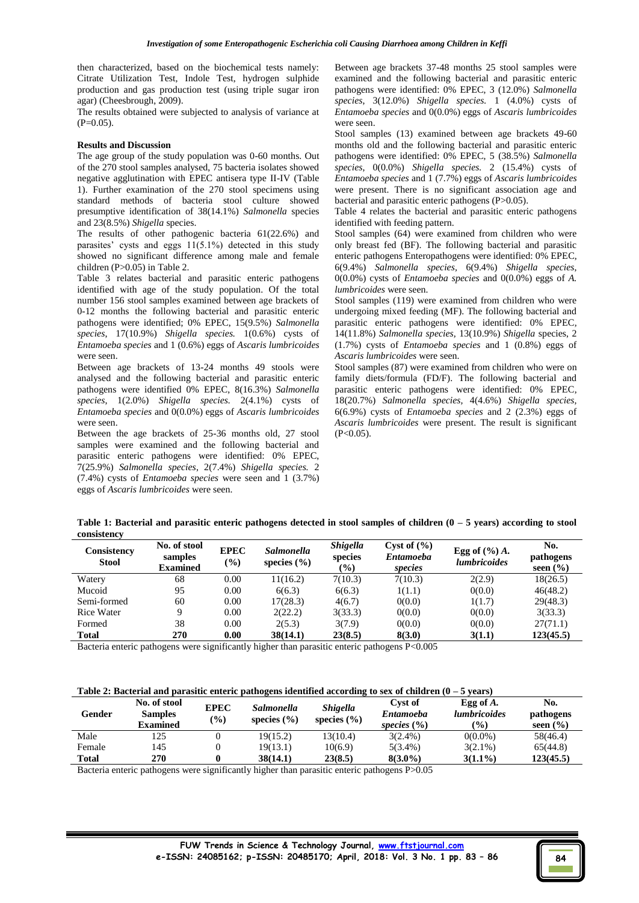then characterized, based on the biochemical tests namely: Citrate Utilization Test, Indole Test, hydrogen sulphide production and gas production test (using triple sugar iron agar) (Cheesbrough, 2009).

The results obtained were subjected to analysis of variance at (P=0.05).

**Results and Discussion**

The age group of the study population was 0-60 months. Out of the 270 stool samples analysed, 75 bacteria isolates showed negative agglutination with EPEC antisera type II-IV (Table 1). Further examination of the 270 stool specimens using standard methods of bacteria stool culture showed presumptive identification of 38(14.1%) *Salmonella* species and 23(8.5%) *Shigella* species.

The results of other pathogenic bacteria 61(22.6%) and parasites' cysts and eggs 11(5.1%) detected in this study showed no significant difference among male and female children (P>0.05) in Table 2.

Table 3 relates bacterial and parasitic enteric pathogens identified with age of the study population. Of the total number 156 stool samples examined between age brackets of 0-12 months the following bacterial and parasitic enteric pathogens were identified; 0% EPEC, 15(9.5%) *Salmonella species*, 17(10.9%) *Shigella species.* 1(0.6%) cysts of *Entamoeba species* and 1 (0.6%) eggs of *Ascaris lumbricoides* were seen.

Between age brackets of 13-24 months 49 stools were analysed and the following bacterial and parasitic enteric pathogens were identified 0% EPEC, 8(16.3%) *Salmonella species*, 1(2.0%) *Shigella species.* 2(4.1%) cysts of *Entamoeba species* and 0(0.0%) eggs of *Ascaris lumbricoides* were seen.

Between the age brackets of 25-36 months old, 27 stool samples were examined and the following bacterial and parasitic enteric pathogens were identified: 0% EPEC, 7(25.9%) *Salmonella species*, 2(7.4%) *Shigella species.* 2 (7.4%) cysts of *Entamoeba species* were seen and 1 (3.7%) eggs of *Ascaris lumbricoides* were seen.

Between age brackets 37-48 months 25 stool samples were examined and the following bacterial and parasitic enteric pathogens were identified: 0% EPEC, 3 (12.0%) *Salmonella species*, 3(12.0%) *Shigella species.* 1 (4.0%) cysts of *Entamoeba species* and 0(0.0%) eggs of *Ascaris lumbricoides* were seen.

Stool samples (13) examined between age brackets 49-60 months old and the following bacterial and parasitic enteric pathogens were identified: 0% EPEC, 5 (38.5%) *Salmonella species*, 0(0.0%) *Shigella species.* 2 (15.4%) cysts of *Entamoeba species* and 1 (7.7%) eggs of *Ascaris lumbricoides* were present. There is no significant association age and bacterial and parasitic enteric pathogens (P>0.05).

Table 4 relates the bacterial and parasitic enteric pathogens identified with feeding pattern.

Stool samples (64) were examined from children who were only breast fed (BF). The following bacterial and parasitic enteric pathogens Enteropathogens were identified: 0% EPEC, 6(9.4%) *Salmonella species*, 6(9.4%) *Shigella species*, 0(0.0%) cysts of *Entamoeba species* and 0(0.0%) eggs of *A. lumbricoides* were seen.

Stool samples (119) were examined from children who were undergoing mixed feeding (MF). The following bacterial and parasitic enteric pathogens were identified: 0% EPEC, 14(11.8%) *Salmonella species*, 13(10.9%) *Shigella* species, 2 (1.7%) cysts of *Entamoeba species* and 1 (0.8%) eggs of *Ascaris lumbricoides* were seen.

Stool samples (87) were examined from children who were on family diets/formula (FD/F). The following bacterial and parasitic enteric pathogens were identified: 0% EPEC, 18(20.7%) *Salmonella species*, 4(4.6%) *Shigella species*, 6(6.9%) cysts of *Entamoeba species* and 2 (2.3%) eggs of *Ascaris lumbricoides* were present. The result is significant (P<0.05).

**Table 1: Bacterial and parasitic enteric pathogens detected in stool samples of children (0 – 5 years) according to stool consistency**

| Consistency Stool | No. of stool samples Examined | EPEC (%) | *Salmonella* species (%) | *Shigella* species (%) | Cyst of (%) *Entamoeba species* | Egg of (%) *A. lumbricoides* | No. pathogens seen (%) |
|---|---|---|---|---|---|---|---|
| Watery | 68 | 0.00 | 11(16.2) | 7(10.3) | 7(10.3) | 2(2.9) | 18(26.5) |
| Mucoid | 95 | 0.00 | 6(6.3) | 6(6.3) | 1(1.1) | 0(0.0) | 46(48.2) |
| Semi-formed | 60 | 0.00 | 17(28.3) | 4(6.7) | 0(0.0) | 1(1.7) | 29(48.3) |
| Rice Water | 9 | 0.00 | 2(22.2) | 3(33.3) | 0(0.0) | 0(0.0) | 3(33.3) |
| Formed | 38 | 0.00 | 2(5.3) | 3(7.9) | 0(0.0) | 0(0.0) | 27(71.1) |
| **Total** | **270** | **0.00** | **38(14.1)** | **23(8.5)** | **8(3.0)** | **3(1.1)** | **123(45.5)** |

Bacteria enteric pathogens were significantly higher than parasitic enteric pathogens P<0.005

**Table 2: Bacterial and parasitic enteric pathogens identified according to sex of children (0 – 5 years)**

| Gender | No. of stool Samples Examined | EPEC (%) | *Salmonella* species (%) | *Shigella* species (%) | Cyst of *Entamoeba species* (%) | Egg of *A. lumbricoides* (%) | No. pathogens seen (%) |
|---|---|---|---|---|---|---|---|
| Male | 125 | 0 | 19(15.2) | 13(10.4) | 3(2.4%) | 0(0.0%) | 58(46.4) |
| Female | 145 | 0 | 19(13.1) | 10(6.9) | 5(3.4%) | 3(2.1%) | 65(44.8) |
| **Total** | **270** | **0** | **38(14.1)** | **23(8.5)** | **8(3.0%)** | **3(1.1%)** | **123(45.5)** |

Bacteria enteric pathogens were significantly higher than parasitic enteric pathogens P>0.05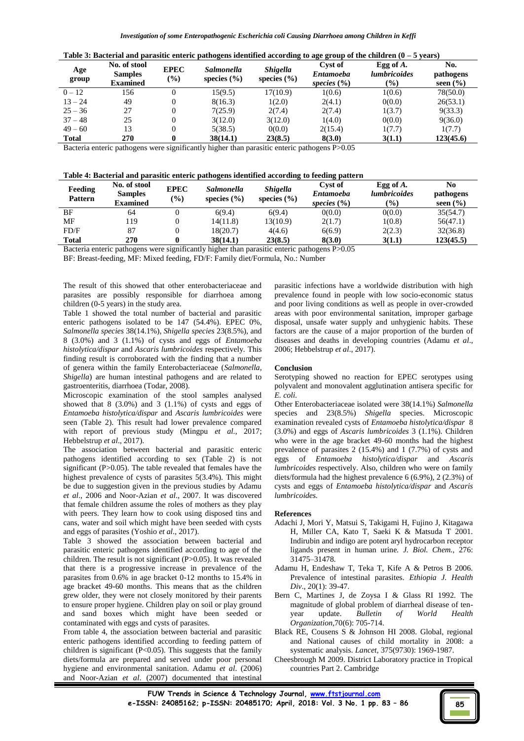**Table 3: Bacterial and parasitic enteric pathogens identified according to age group of the children (0 – 5 years)**

| Age group | No. of stool Samples Examined | EPEC (%) | *Salmonella* species (%) | *Shigella* species (%) | Cyst of *Entamoeba species* (%) | Egg of *A. lumbricoides* (%) | No. pathogens seen (%) |
|---|---|---|---|---|---|---|---|
| 0 – 12 | 156 | 0 | 15(9.5) | 17(10.9) | 1(0.6) | 1(0.6) | 78(50.0) |
| 13 – 24 | 49 | 0 | 8(16.3) | 1(2.0) | 2(4.1) | 0(0.0) | 26(53.1) |
| 25 – 36 | 27 | 0 | 7(25.9) | 2(7.4) | 2(7.4) | 1(3.7) | 9(33.3) |
| 37 – 48 | 25 | 0 | 3(12.0) | 3(12.0) | 1(4.0) | 0(0.0) | 9(36.0) |
| 49 – 60 | 13 | 0 | 5(38.5) | 0(0.0) | 2(15.4) | 1(7.7) | 1(7.7) |
| **Total** | **270** | **0** | **38(14.1)** | **23(8.5)** | **8(3.0)** | **3(1.1)** | **123(45.6)** |

Bacteria enteric pathogens were significantly higher than parasitic enteric pathogens P>0.05

**Table 4: Bacterial and parasitic enteric pathogens identified according to feeding pattern**

| Feeding Pattern | No. of stool Samples Examined | EPEC (%) | *Salmonella* species (%) | *Shigella* species (%) | Cyst of *Entamoeba species* (%) | Egg of *A. lumbricoides* (%) | No pathogens seen (%) |
|---|---|---|---|---|---|---|---|
| BF | 64 | 0 | 6(9.4) | 6(9.4) | 0(0.0) | 0(0.0) | 35(54.7) |
| MF | 119 | 0 | 14(11.8) | 13(10.9) | 2(1.7) | 1(0.8) | 56(47.1) |
| FD/F | 87 | 0 | 18(20.7) | 4(4.6) | 6(6.9) | 2(2.3) | 32(36.8) |
| **Total** | **270** | **0** | **38(14.1)** | **23(8.5)** | **8(3.0)** | **3(1.1)** | **123(45.5)** |

Bacteria enteric pathogens were significantly higher than parasitic enteric pathogens P>0.05

BF: Breast-feeding, MF: Mixed feeding, FD/F: Family diet/Formula, No.: Number

The result of this showed that other enterobacteriaceae and parasites are possibly responsible for diarrhoea among children (0-5 years) in the study area.

Table 1 showed the total number of bacterial and parasitic enteric pathogens isolated to be 147 (54.4%). EPEC 0%, *Salmonella species* 38(14.1%), *Shigella species* 23(8.5%), and 8 (3.0%) and 3 (1.1%) of cysts and eggs of *Entamoeba histolytica/dispar* and *Ascaris lumbricoides* respectively. This finding result is corroborated with the finding that a number of genera within the family Enterobacteriaceae (*Salmonella, Shigella*) are human intestinal pathogens and are related to gastroenteritis, diarrhoea (Todar, 2008).

Microscopic examination of the stool samples analysed showed that 8 (3.0%) and 3 (1.1%) of cysts and eggs of *Entamoeba histolytica/dispar* and *Ascaris lumbricoides* were seen (Table 2). This result had lower prevalence compared with report of previous study (Mingpu *et al*., 2017; Hebbelstrup *et al*., 2017).

The association between bacterial and parasitic enteric pathogens identified according to sex (Table 2) is not significant (P>0.05). The table revealed that females have the highest prevalence of cysts of parasites 5(3.4%). This might be due to suggestion given in the previous studies by Adamu *et al*., 2006 and Noor-Azian *et al*., 2007. It was discovered that female children assume the roles of mothers as they play with peers. They learn how to cook using disposed tins and cans, water and soil which might have been seeded with cysts and eggs of parasites (Yoshio *et al*., 2017).

Table 3 showed the association between bacterial and parasitic enteric pathogens identified according to age of the children. The result is not significant (P>0.05). It was revealed that there is a progressive increase in prevalence of the parasites from 0.6% in age bracket 0-12 months to 15.4% in age bracket 49-60 months. This means that as the children grew older, they were not closely monitored by their parents to ensure proper hygiene. Children play on soil or play ground and sand boxes which might have been seeded or contaminated with eggs and cysts of parasites.

From table 4, the association between bacterial and parasitic enteric pathogens identified according to feeding pattern of children is significant (P<0.05). This suggests that the family diets/formula are prepared and served under poor personal hygiene and environmental sanitation. Adamu *et al*. (2006) and Noor-Azian *et al*. (2007) documented that intestinal parasitic infections have a worldwide distribution with high prevalence found in people with low socio-economic status and poor living conditions as well as people in over-crowded areas with poor environmental sanitation, improper garbage disposal, unsafe water supply and unhygienic habits. These factors are the cause of a major proportion of the burden of diseases and deaths in developing countries (Adamu *et al*., 2006; Hebbelstrup *et al*., 2017).

## Conclusion

Serotyping showed no reaction for EPEC serotypes using polyvalent and monovalent agglutination antisera specific for *E. coli.*

Other Enterobacteriaceae isolated were 38(14.1%) *Salmonella* species and 23(8.5%) *Shigella* species. Microscopic examination revealed cysts of *Entamoeba histolytica/dispar* 8 (3.0%) and eggs of *Ascaris lumbricoides* 3 (1.1%). Children who were in the age bracket 49-60 months had the highest prevalence of parasites 2 (15.4%) and 1 (7.7%) of cysts and eggs of *Entamoeba histolytica/dispar* and *Ascaris lumbricoides* respectively. Also, children who were on family diets/formula had the highest prevalence 6 (6.9%), 2 (2.3%) of cysts and eggs of *Entamoeba histolytica/dispar* and *Ascaris lumbricoides.*

## References

- Adachi J, Mori Y, Matsui S, Takigami H, Fujino J, Kitagawa H, Miller CA, Kato T, Saeki K & Matsuda T 2001. Indirubin and indigo are potent aryl hydrocarbon receptor ligands present in human urine. *J. Biol. Chem.*, 276: 31475–31478.
- Adamu H, Endeshaw T, Teka T, Kife A & Petros B 2006. Prevalence of intestinal parasites. *Ethiopia J. Health Div*., 20(1): 39-47.
- Bern C, Martines J, de Zoysa I & Glass RI 1992. The magnitude of global problem of diarrheal disease of ten-year update. *Bulletin of World Health Organization*,70(6): 705-714.
- Black RE, Cousens S & Johnson HI 2008. Global, regional and National causes of child mortality in 2008: a systematic analysis. *Lancet*, 375(9730): 1969-1987.
- Cheesbrough M 2009. District Laboratory practice in Tropical countries Part 2. Cambridge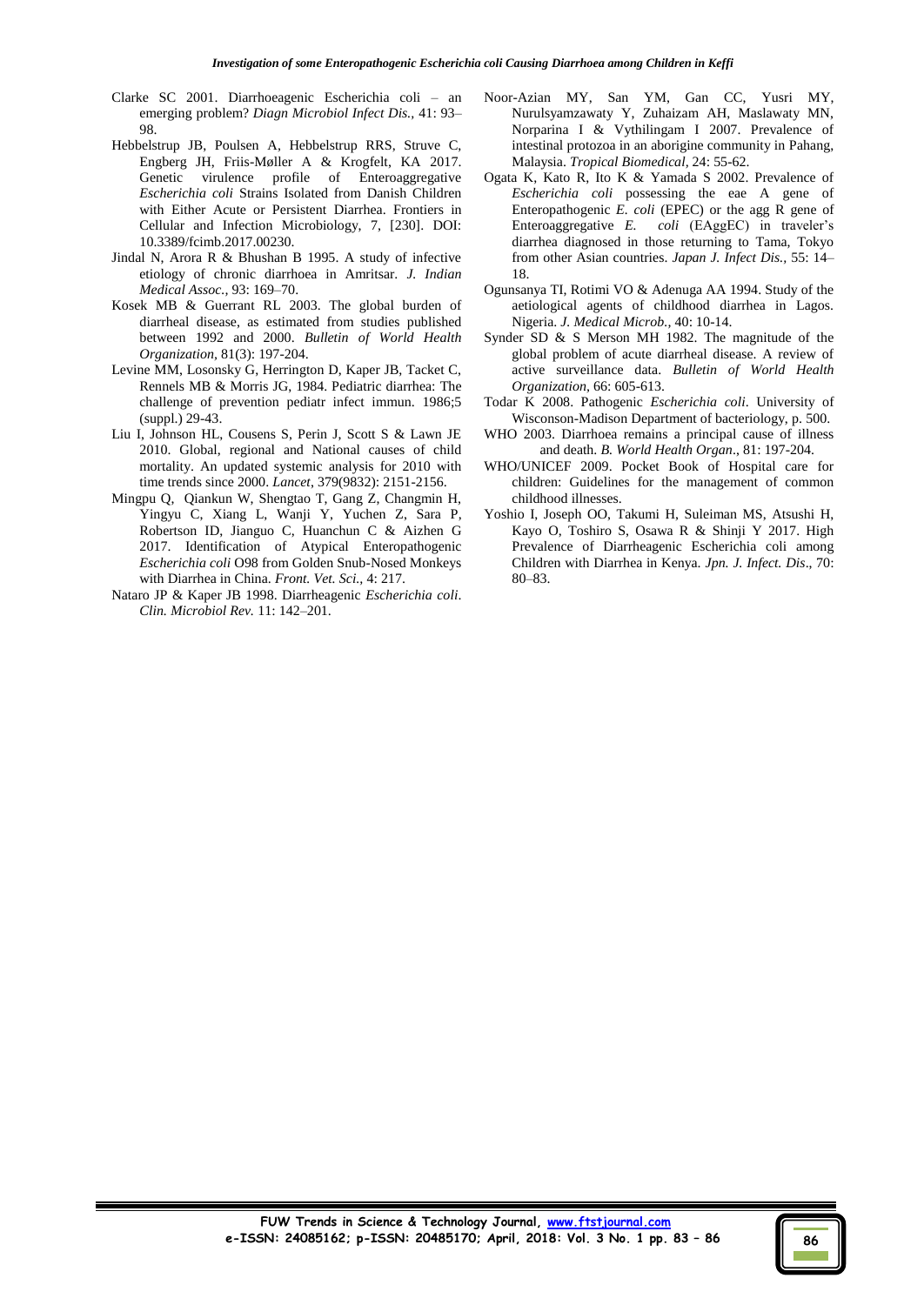Clarke SC 2001. Diarrhoeagenic Escherichia coli – an emerging problem? *Diagn Microbiol Infect Dis.,* 41: 93–98.

Hebbelstrup JB, Poulsen A, Hebbelstrup RRS, Struve C, Engberg JH, Friis-Møller A & Krogfelt, KA 2017. Genetic virulence profile of Enteroaggregative *Escherichia coli* Strains Isolated from Danish Children with Either Acute or Persistent Diarrhea. Frontiers in Cellular and Infection Microbiology, 7, [230]. DOI: 10.3389/fcimb.2017.00230.

Jindal N, Arora R & Bhushan B 1995. A study of infective etiology of chronic diarrhoea in Amritsar. *J. Indian Medical Assoc.,* 93: 169–70.

Kosek MB & Guerrant RL 2003. The global burden of diarrheal disease, as estimated from studies published between 1992 and 2000. *Bulletin of World Health Organization,* 81(3): 197-204.

Levine MM, Losonsky G, Herrington D, Kaper JB, Tacket C, Rennels MB & Morris JG, 1984. Pediatric diarrhea: The challenge of prevention pediatr infect immun. 1986;5 (suppl.) 29-43.

Liu I, Johnson HL, Cousens S, Perin J, Scott S & Lawn JE 2010. Global, regional and National causes of child mortality. An updated systemic analysis for 2010 with time trends since 2000. *Lancet,* 379(9832): 2151-2156.

Mingpu Q, Qiankun W, Shengtao T, Gang Z, Changmin H, Yingyu C, Xiang L, Wanji Y, Yuchen Z, Sara P, Robertson ID, Jianguo C, Huanchun C & Aizhen G 2017. Identification of Atypical Enteropathogenic *Escherichia coli* O98 from Golden Snub-Nosed Monkeys with Diarrhea in China. *Front. Vet. Sci.,* 4: 217.

Nataro JP & Kaper JB 1998. Diarrheagenic *Escherichia coli*. *Clin. Microbiol Rev.* 11: 142–201.

Noor-Azian MY, San YM, Gan CC, Yusri MY, Nurulsyamzawaty Y, Zuhaizam AH, Maslawaty MN, Norparina I & Vythilingam I 2007. Prevalence of intestinal protozoa in an aborigine community in Pahang, Malaysia. *Tropical Biomedical,* 24: 55-62.

Ogata K, Kato R, Ito K & Yamada S 2002. Prevalence of *Escherichia coli* possessing the eae A gene of Enteropathogenic *E. coli* (EPEC) or the agg R gene of Enteroaggregative *E. coli* (EAggEC) in traveler's diarrhea diagnosed in those returning to Tama, Tokyo from other Asian countries. *Japan J. Infect Dis.,* 55: 14–18.

Ogunsanya TI, Rotimi VO & Adenuga AA 1994. Study of the aetiological agents of childhood diarrhea in Lagos. Nigeria. *J. Medical Microb.,* 40: 10-14.

Synder SD & S Merson MH 1982. The magnitude of the global problem of acute diarrheal disease. A review of active surveillance data. *Bulletin of World Health Organization,* 66: 605-613.

Todar K 2008. Pathogenic *Escherichia coli*. University of Wisconson-Madison Department of bacteriology, p. 500.

WHO 2003. Diarrhoea remains a principal cause of illness and death. *B. World Health Organ*., 81: 197-204.

WHO/UNICEF 2009. Pocket Book of Hospital care for children: Guidelines for the management of common childhood illnesses.

Yoshio I, Joseph OO, Takumi H, Suleiman MS, Atsushi H, Kayo O, Toshiro S, Osawa R & Shinji Y 2017. High Prevalence of Diarrheagenic Escherichia coli among Children with Diarrhea in Kenya. *Jpn. J. Infect. Dis*., 70: 80–83.